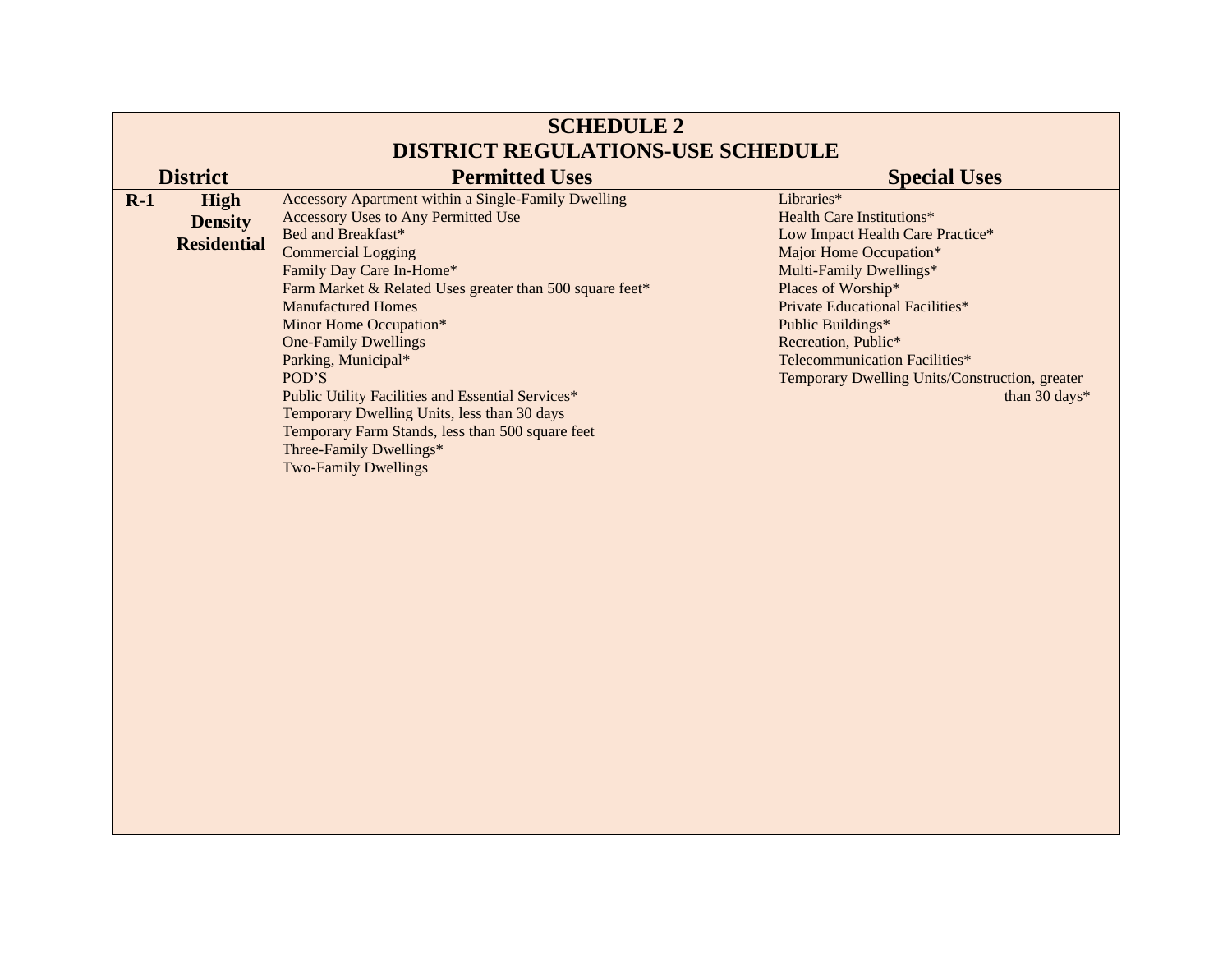| SCHEDULE 2<br>DISTRICT REGULATIONS-USE SCHEDULE | | | |
|---|---|---|---|
| **District** | | **Permitted Uses** | **Special Uses** |
| **R-1** | **High Density Residential** | Accessory Apartment within a Single-Family Dwelling<br>Accessory Uses to Any Permitted Use<br>Bed and Breakfast*<br>Commercial Logging<br>Family Day Care In-Home*<br>Farm Market & Related Uses greater than 500 square feet*<br>Manufactured Homes<br>Minor Home Occupation*<br>One-Family Dwellings<br>Parking, Municipal*<br>POD'S<br>Public Utility Facilities and Essential Services*<br>Temporary Dwelling Units, less than 30 days<br>Temporary Farm Stands, less than 500 square feet<br>Three-Family Dwellings*<br>Two-Family Dwellings | Libraries*<br>Health Care Institutions*<br>Low Impact Health Care Practice*<br>Major Home Occupation*<br>Multi-Family Dwellings*<br>Places of Worship*<br>Private Educational Facilities*<br>Public Buildings*<br>Recreation, Public*<br>Telecommunication Facilities*<br>Temporary Dwelling Units/Construction, greater than 30 days* |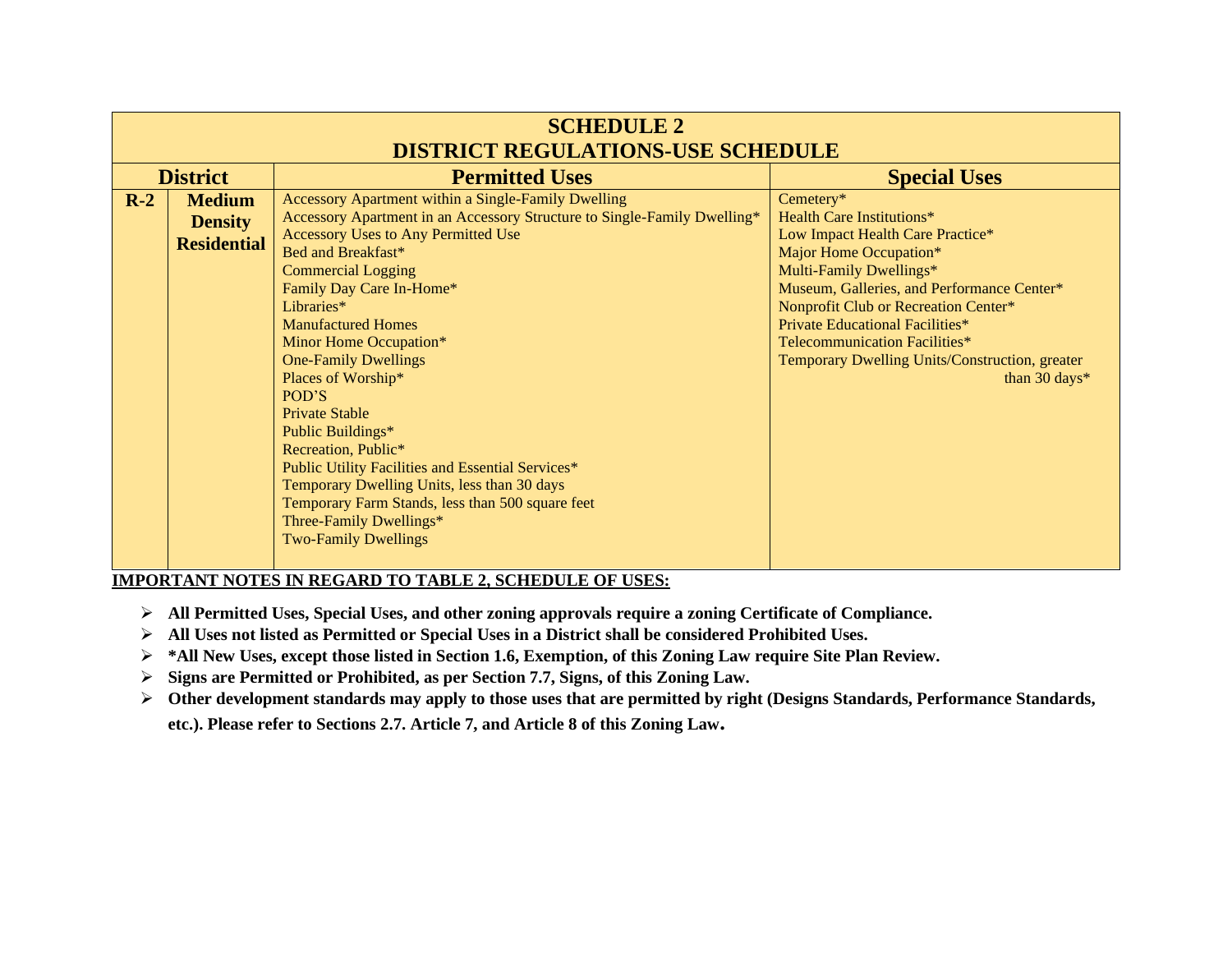| SCHEDULE 2 DISTRICT REGULATIONS-USE SCHEDULE | | | |
|---|---|---|---|
| **District** | | **Permitted Uses** | **Special Uses** |
| **R-2** | **Medium Density Residential** | Accessory Apartment within a Single-Family Dwelling<br>Accessory Apartment in an Accessory Structure to Single-Family Dwelling*<br>Accessory Uses to Any Permitted Use<br>Bed and Breakfast*<br>Commercial Logging<br>Family Day Care In-Home*<br>Libraries*<br>Manufactured Homes<br>Minor Home Occupation*<br>One-Family Dwellings<br>Places of Worship*<br>POD'S<br>Private Stable<br>Public Buildings*<br>Recreation, Public*<br>Public Utility Facilities and Essential Services*<br>Temporary Dwelling Units, less than 30 days<br>Temporary Farm Stands, less than 500 square feet<br>Three-Family Dwellings*<br>Two-Family Dwellings | Cemetery*<br>Health Care Institutions*<br>Low Impact Health Care Practice*<br>Major Home Occupation*<br>Multi-Family Dwellings*<br>Museum, Galleries, and Performance Center*<br>Nonprofit Club or Recreation Center*<br>Private Educational Facilities*<br>Telecommunication Facilities*<br>Temporary Dwelling Units/Construction, greater than 30 days* |

**IMPORTANT NOTES IN REGARD TO TABLE 2, SCHEDULE OF USES:**

- **All Permitted Uses, Special Uses, and other zoning approvals require a zoning Certificate of Compliance.**
- **All Uses not listed as Permitted or Special Uses in a District shall be considered Prohibited Uses.**
- ***All New Uses, except those listed in Section 1.6, Exemption, of this Zoning Law require Site Plan Review.**
- **Signs are Permitted or Prohibited, as per Section 7.7, Signs, of this Zoning Law.**
- **Other development standards may apply to those uses that are permitted by right (Designs Standards, Performance Standards, etc.). Please refer to Sections 2.7. Article 7, and Article 8 of this Zoning Law.**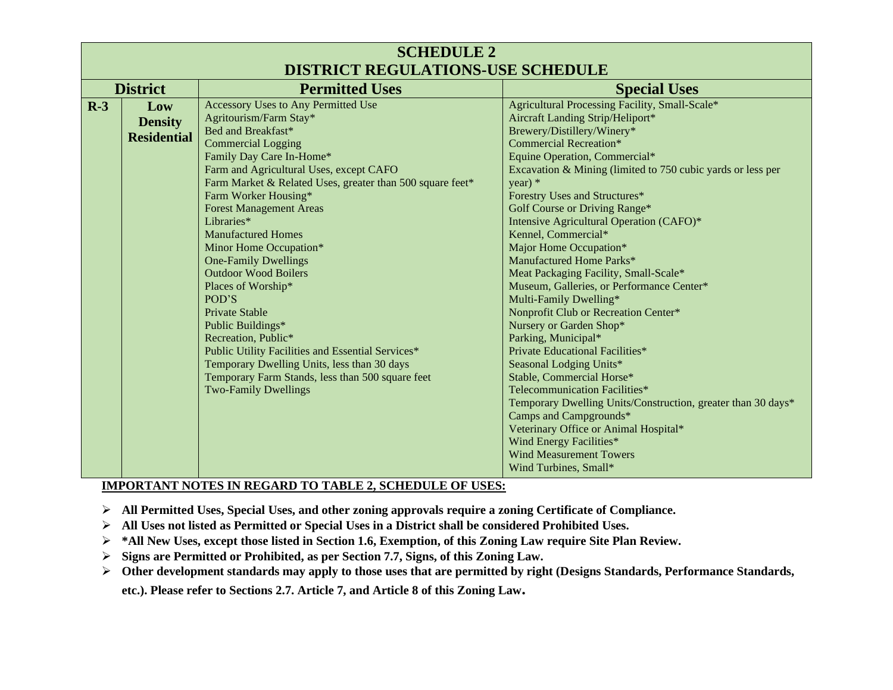| SCHEDULE 2 DISTRICT REGULATIONS-USE SCHEDULE | | | |
|---|---|---|---|
| **District** | | **Permitted Uses** | **Special Uses** |
| **R-3** | **Low Density Residential** | Accessory Uses to Any Permitted Use<br>Agritourism/Farm Stay*<br>Bed and Breakfast*<br>Commercial Logging<br>Family Day Care In-Home*<br>Farm and Agricultural Uses, except CAFO<br>Farm Market & Related Uses, greater than 500 square feet*<br>Farm Worker Housing*<br>Forest Management Areas<br>Libraries*<br>Manufactured Homes<br>Minor Home Occupation*<br>One-Family Dwellings<br>Outdoor Wood Boilers<br>Places of Worship*<br>POD'S<br>Private Stable<br>Public Buildings*<br>Recreation, Public*<br>Public Utility Facilities and Essential Services*<br>Temporary Dwelling Units, less than 30 days<br>Temporary Farm Stands, less than 500 square feet<br>Two-Family Dwellings | Agricultural Processing Facility, Small-Scale*<br>Aircraft Landing Strip/Heliport*<br>Brewery/Distillery/Winery*<br>Commercial Recreation*<br>Equine Operation, Commercial*<br>Excavation & Mining (limited to 750 cubic yards or less per year) *<br>Forestry Uses and Structures*<br>Golf Course or Driving Range*<br>Intensive Agricultural Operation (CAFO)*<br>Kennel, Commercial*<br>Major Home Occupation*<br>Manufactured Home Parks*<br>Meat Packaging Facility, Small-Scale*<br>Museum, Galleries, or Performance Center*<br>Multi-Family Dwelling*<br>Nonprofit Club or Recreation Center*<br>Nursery or Garden Shop*<br>Parking, Municipal*<br>Private Educational Facilities*<br>Seasonal Lodging Units*<br>Stable, Commercial Horse*<br>Telecommunication Facilities*<br>Temporary Dwelling Units/Construction, greater than 30 days*<br>Camps and Campgrounds*<br>Veterinary Office or Animal Hospital*<br>Wind Energy Facilities*<br>Wind Measurement Towers<br>Wind Turbines, Small* |

**IMPORTANT NOTES IN REGARD TO TABLE 2, SCHEDULE OF USES:**

- **All Permitted Uses, Special Uses, and other zoning approvals require a zoning Certificate of Compliance.**
- **All Uses not listed as Permitted or Special Uses in a District shall be considered Prohibited Uses.**
- **\*All New Uses, except those listed in Section 1.6, Exemption, of this Zoning Law require Site Plan Review.**
- **Signs are Permitted or Prohibited, as per Section 7.7, Signs, of this Zoning Law.**
- **Other development standards may apply to those uses that are permitted by right (Designs Standards, Performance Standards, etc.). Please refer to Sections 2.7. Article 7, and Article 8 of this Zoning Law.**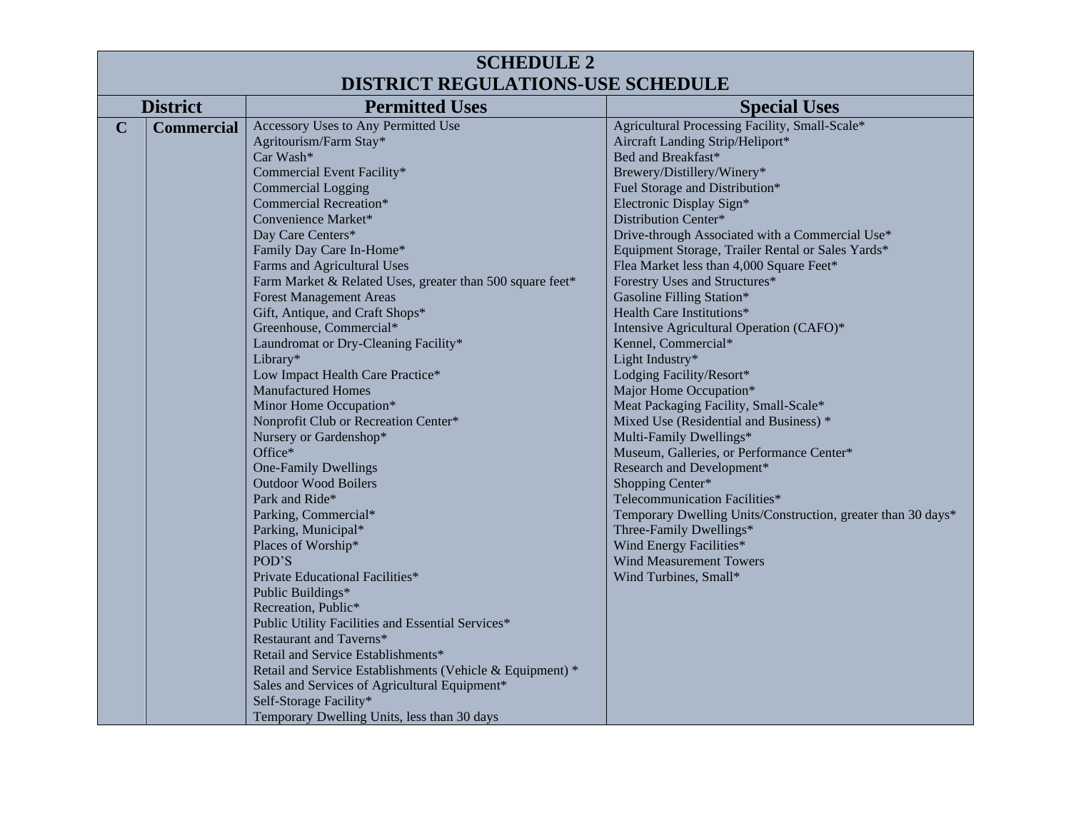# SCHEDULE 2
# DISTRICT REGULATIONS-USE SCHEDULE

| District | | Permitted Uses | Special Uses |
|---|---|---|---|
| **C** | **Commercial** | Accessory Uses to Any Permitted Use<br>Agritourism/Farm Stay*<br>Car Wash*<br>Commercial Event Facility*<br>Commercial Logging<br>Commercial Recreation*<br>Convenience Market*<br>Day Care Centers*<br>Family Day Care In-Home*<br>Farms and Agricultural Uses<br>Farm Market & Related Uses, greater than 500 square feet*<br>Forest Management Areas<br>Gift, Antique, and Craft Shops*<br>Greenhouse, Commercial*<br>Laundromat or Dry-Cleaning Facility*<br>Library*<br>Low Impact Health Care Practice*<br>Manufactured Homes<br>Minor Home Occupation*<br>Nonprofit Club or Recreation Center*<br>Nursery or Gardenshop*<br>Office*<br>One-Family Dwellings<br>Outdoor Wood Boilers<br>Park and Ride*<br>Parking, Commercial*<br>Parking, Municipal*<br>Places of Worship*<br>POD'S<br>Private Educational Facilities*<br>Public Buildings*<br>Recreation, Public*<br>Public Utility Facilities and Essential Services*<br>Restaurant and Taverns*<br>Retail and Service Establishments*<br>Retail and Service Establishments (Vehicle & Equipment) *<br>Sales and Services of Agricultural Equipment*<br>Self-Storage Facility*<br>Temporary Dwelling Units, less than 30 days | Agricultural Processing Facility, Small-Scale*<br>Aircraft Landing Strip/Heliport*<br>Bed and Breakfast*<br>Brewery/Distillery/Winery*<br>Fuel Storage and Distribution*<br>Electronic Display Sign*<br>Distribution Center*<br>Drive-through Associated with a Commercial Use*<br>Equipment Storage, Trailer Rental or Sales Yards*<br>Flea Market less than 4,000 Square Feet*<br>Forestry Uses and Structures*<br>Gasoline Filling Station*<br>Health Care Institutions*<br>Intensive Agricultural Operation (CAFO)*<br>Kennel, Commercial*<br>Light Industry*<br>Lodging Facility/Resort*<br>Major Home Occupation*<br>Meat Packaging Facility, Small-Scale*<br>Mixed Use (Residential and Business) *<br>Multi-Family Dwellings*<br>Museum, Galleries, or Performance Center*<br>Research and Development*<br>Shopping Center*<br>Telecommunication Facilities*<br>Temporary Dwelling Units/Construction, greater than 30 days*<br>Three-Family Dwellings*<br>Wind Energy Facilities*<br>Wind Measurement Towers<br>Wind Turbines, Small* |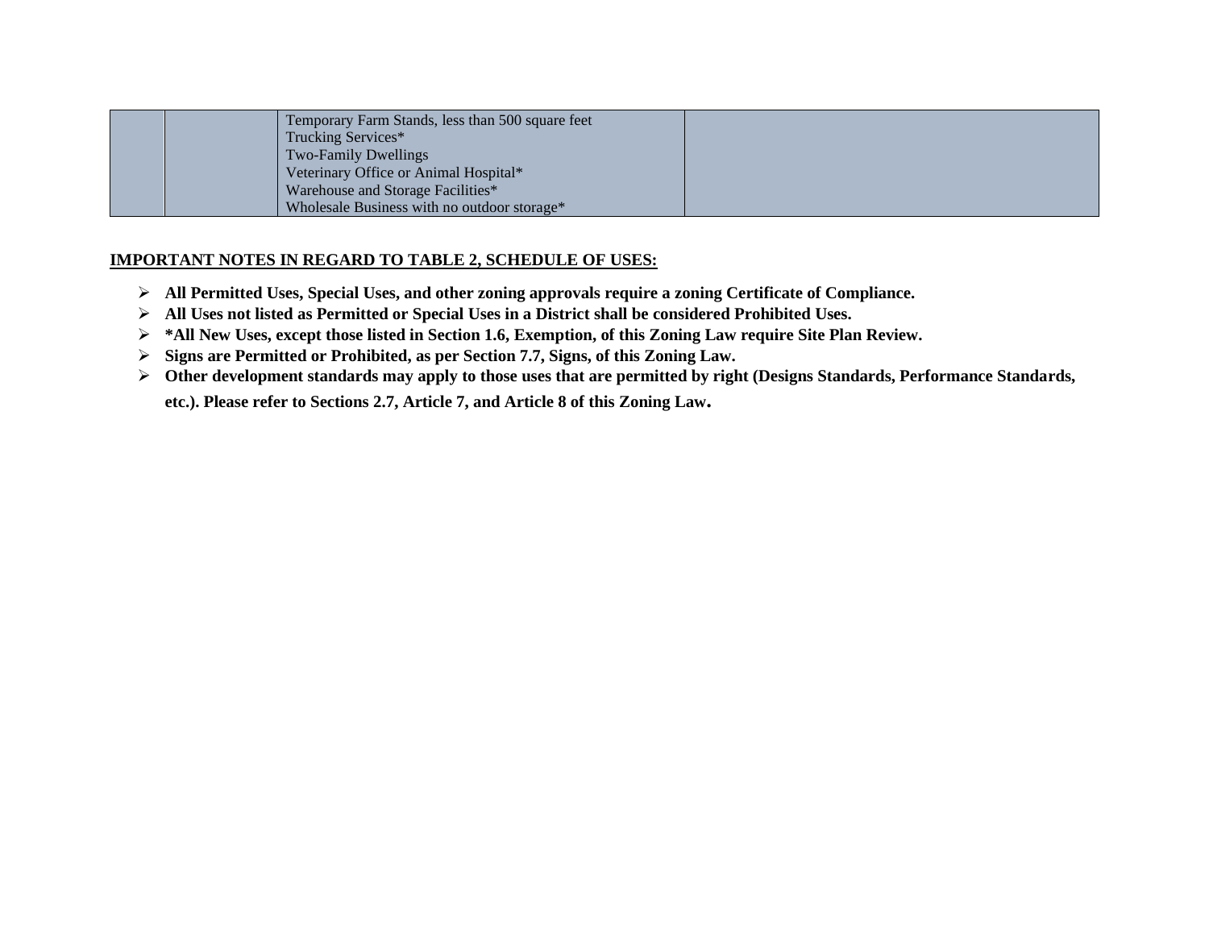| | | | |
|---|---|---|---|
| | | Temporary Farm Stands, less than 500 square feet<br>Trucking Services*<br>Two-Family Dwellings<br>Veterinary Office or Animal Hospital*<br>Warehouse and Storage Facilities*<br>Wholesale Business with no outdoor storage* | |

**IMPORTANT NOTES IN REGARD TO TABLE 2, SCHEDULE OF USES:**

- **All Permitted Uses, Special Uses, and other zoning approvals require a zoning Certificate of Compliance.**
- **All Uses not listed as Permitted or Special Uses in a District shall be considered Prohibited Uses.**
- **\*All New Uses, except those listed in Section 1.6, Exemption, of this Zoning Law require Site Plan Review.**
- **Signs are Permitted or Prohibited, as per Section 7.7, Signs, of this Zoning Law.**
- **Other development standards may apply to those uses that are permitted by right (Designs Standards, Performance Standards, etc.). Please refer to Sections 2.7, Article 7, and Article 8 of this Zoning Law.**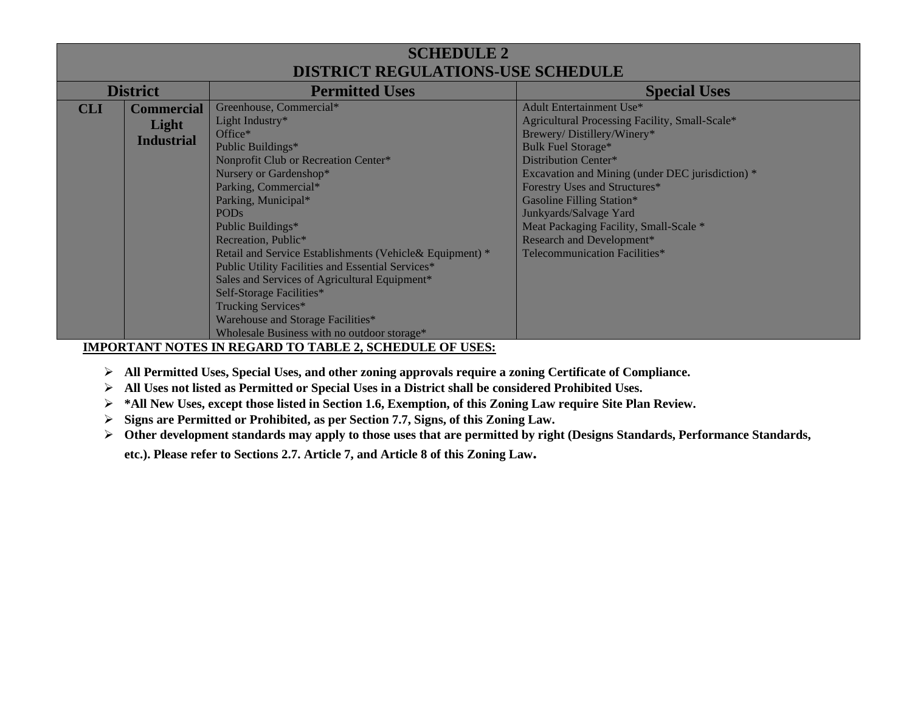| SCHEDULE 2<br>DISTRICT REGULATIONS-USE SCHEDULE | | | |
|---|---|---|---|
| **District** | | **Permitted Uses** | **Special Uses** |
| **CLI** | **Commercial Light Industrial** | Greenhouse, Commercial*<br>Light Industry*<br>Office*<br>Public Buildings*<br>Nonprofit Club or Recreation Center*<br>Nursery or Gardenshop*<br>Parking, Commercial*<br>Parking, Municipal*<br>PODs<br>Public Buildings*<br>Recreation, Public*<br>Retail and Service Establishments (Vehicle& Equipment) *<br>Public Utility Facilities and Essential Services*<br>Sales and Services of Agricultural Equipment*<br>Self-Storage Facilities*<br>Trucking Services*<br>Warehouse and Storage Facilities*<br>Wholesale Business with no outdoor storage* | Adult Entertainment Use*<br>Agricultural Processing Facility, Small-Scale*<br>Brewery/ Distillery/Winery*<br>Bulk Fuel Storage*<br>Distribution Center*<br>Excavation and Mining (under DEC jurisdiction) *<br>Forestry Uses and Structures*<br>Gasoline Filling Station*<br>Junkyards/Salvage Yard<br>Meat Packaging Facility, Small-Scale *<br>Research and Development*<br>Telecommunication Facilities* |

**IMPORTANT NOTES IN REGARD TO TABLE 2, SCHEDULE OF USES:**

- **All Permitted Uses, Special Uses, and other zoning approvals require a zoning Certificate of Compliance.**
- **All Uses not listed as Permitted or Special Uses in a District shall be considered Prohibited Uses.**
- ***All New Uses, except those listed in Section 1.6, Exemption, of this Zoning Law require Site Plan Review.**
- **Signs are Permitted or Prohibited, as per Section 7.7, Signs, of this Zoning Law.**
- **Other development standards may apply to those uses that are permitted by right (Designs Standards, Performance Standards, etc.). Please refer to Sections 2.7. Article 7, and Article 8 of this Zoning Law.**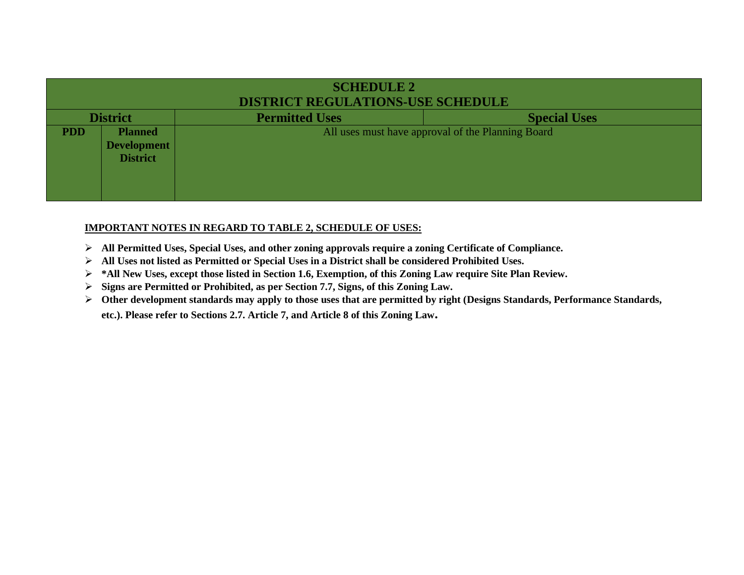| SCHEDULE 2<br>DISTRICT REGULATIONS-USE SCHEDULE | | | |
|---|---|---|---|
| **District** | | **Permitted Uses** | **Special Uses** |
| **PDD** | **Planned Development District** | All uses must have approval of the Planning Board | |

**IMPORTANT NOTES IN REGARD TO TABLE 2, SCHEDULE OF USES:**

- **All Permitted Uses, Special Uses, and other zoning approvals require a zoning Certificate of Compliance.**
- **All Uses not listed as Permitted or Special Uses in a District shall be considered Prohibited Uses.**
- **\*All New Uses, except those listed in Section 1.6, Exemption, of this Zoning Law require Site Plan Review.**
- **Signs are Permitted or Prohibited, as per Section 7.7, Signs, of this Zoning Law.**
- **Other development standards may apply to those uses that are permitted by right (Designs Standards, Performance Standards, etc.). Please refer to Sections 2.7. Article 7, and Article 8 of this Zoning Law.**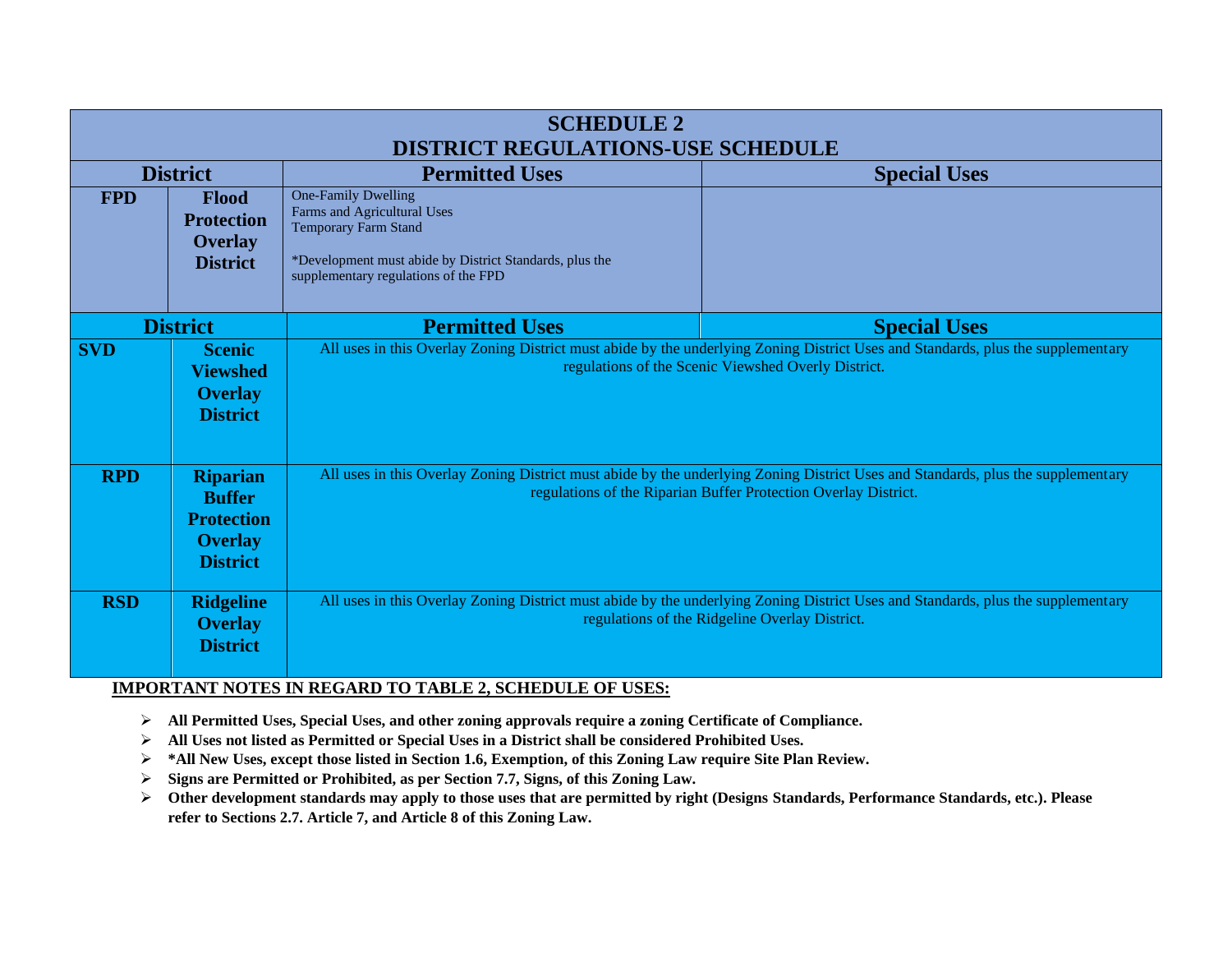## SCHEDULE 2
## DISTRICT REGULATIONS-USE SCHEDULE

| District | | Permitted Uses | Special Uses |
|---|---|---|---|
| **FPD** | **Flood Protection Overlay District** | One-Family Dwelling<br>Farms and Agricultural Uses<br>Temporary Farm Stand<br><br>*Development must abide by District Standards, plus the supplementary regulations of the FPD | |
| **District** | | **Permitted Uses** | **Special Uses** |
| **SVD** | **Scenic Viewshed Overlay District** | All uses in this Overlay Zoning District must abide by the underlying Zoning District Uses and Standards, plus the supplementary regulations of the Scenic Viewshed Overly District. | |
| **RPD** | **Riparian Buffer Protection Overlay District** | All uses in this Overlay Zoning District must abide by the underlying Zoning District Uses and Standards, plus the supplementary regulations of the Riparian Buffer Protection Overlay District. | |
| **RSD** | **Ridgeline Overlay District** | All uses in this Overlay Zoning District must abide by the underlying Zoning District Uses and Standards, plus the supplementary regulations of the Ridgeline Overlay District. | |

**IMPORTANT NOTES IN REGARD TO TABLE 2, SCHEDULE OF USES:**

- **All Permitted Uses, Special Uses, and other zoning approvals require a zoning Certificate of Compliance.**
- **All Uses not listed as Permitted or Special Uses in a District shall be considered Prohibited Uses.**
- **\*All New Uses, except those listed in Section 1.6, Exemption, of this Zoning Law require Site Plan Review.**
- **Signs are Permitted or Prohibited, as per Section 7.7, Signs, of this Zoning Law.**
- **Other development standards may apply to those uses that are permitted by right (Designs Standards, Performance Standards, etc.). Please refer to Sections 2.7. Article 7, and Article 8 of this Zoning Law.**